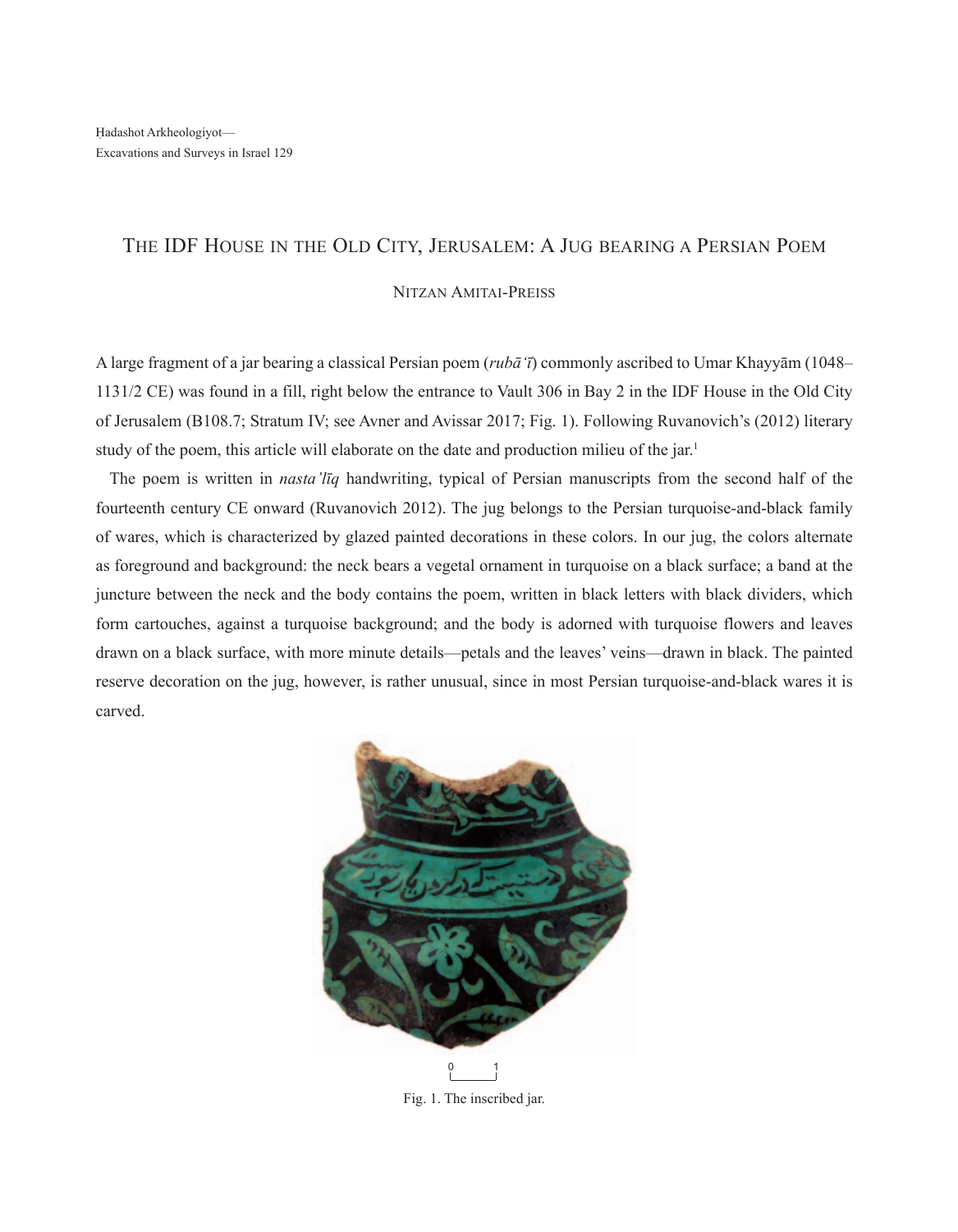# The IDF House in the Old City, Jerusalem: A Jug bearing a Persian Poem

Nitzan Amitai-Preiss

A large fragment of a jar bearing a classical Persian poem (*rubāʿī*) commonly ascribed to Umar Khayyām (1048–1131/2 CE) was found in a fill, right below the entrance to Vault 306 in Bay 2 in the IDF House in the Old City of Jerusalem (B108.7; Stratum IV; see Avner and Avissar 2017; Fig. 1). Following Ruvanovich's (2012) literary study of the poem, this article will elaborate on the date and production milieu of the jar.[1]

The poem is written in *nasta'līq* handwriting, typical of Persian manuscripts from the second half of the fourteenth century CE onward (Ruvanovich 2012). The jug belongs to the Persian turquoise-and-black family of wares, which is characterized by glazed painted decorations in these colors. In our jug, the colors alternate as foreground and background: the neck bears a vegetal ornament in turquoise on a black surface; a band at the juncture between the neck and the body contains the poem, written in black letters with black dividers, which form cartouches, against a turquoise background; and the body is adorned with turquoise flowers and leaves drawn on a black surface, with more minute details—petals and the leaves' veins—drawn in black. The painted reserve decoration on the jug, however, is rather unusual, since in most Persian turquoise-and-black wares it is carved.

Fig. 1. The inscribed jar.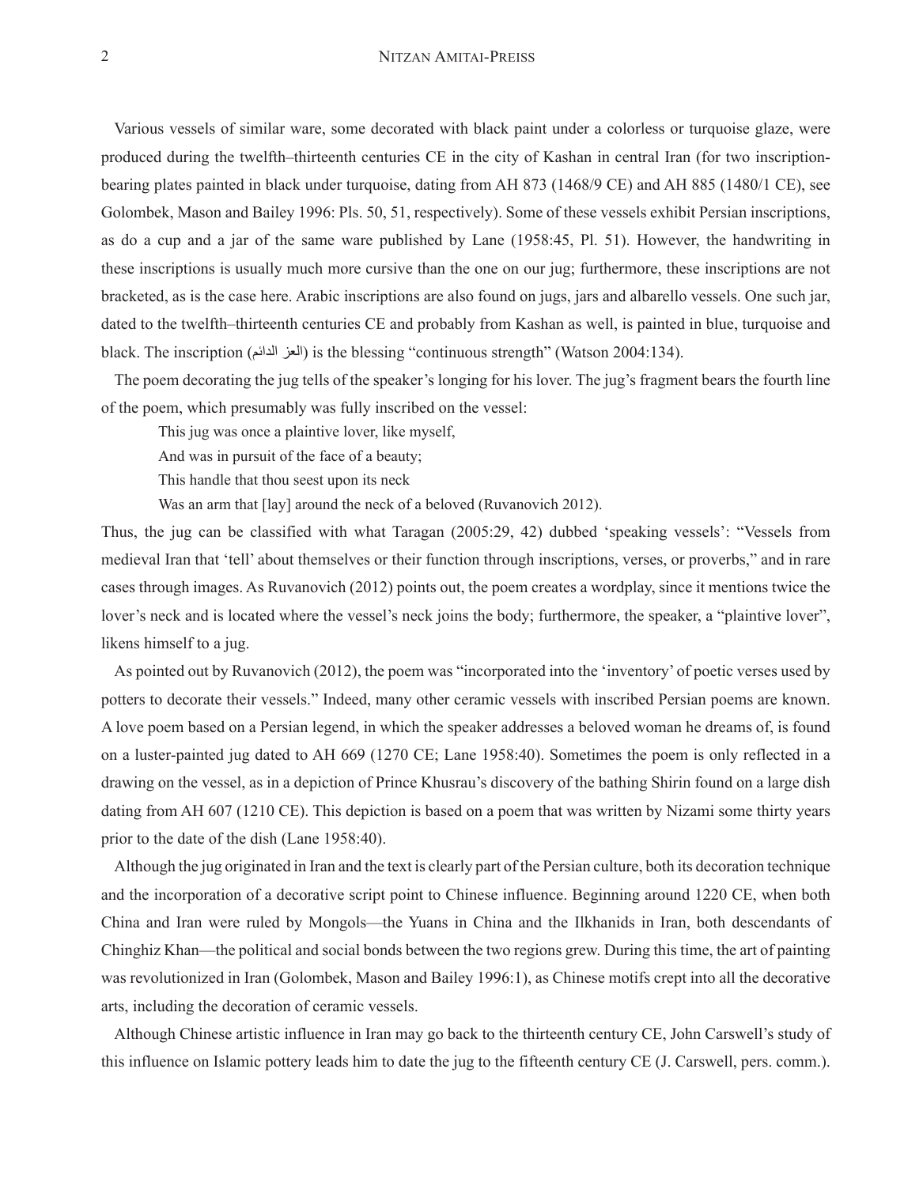Various vessels of similar ware, some decorated with black paint under a colorless or turquoise glaze, were produced during the twelfth–thirteenth centuries CE in the city of Kashan in central Iran (for two inscription-bearing plates painted in black under turquoise, dating from AH 873 (1468/9 CE) and AH 885 (1480/1 CE), see Golombek, Mason and Bailey 1996: Pls. 50, 51, respectively). Some of these vessels exhibit Persian inscriptions, as do a cup and a jar of the same ware published by Lane (1958:45, Pl. 51). However, the handwriting in these inscriptions is usually much more cursive than the one on our jug; furthermore, these inscriptions are not bracketed, as is the case here. Arabic inscriptions are also found on jugs, jars and albarello vessels. One such jar, dated to the twelfth–thirteenth centuries CE and probably from Kashan as well, is painted in blue, turquoise and black. The inscription (العز الدائم) is the blessing "continuous strength" (Watson 2004:134).

The poem decorating the jug tells of the speaker's longing for his lover. The jug's fragment bears the fourth line of the poem, which presumably was fully inscribed on the vessel:

> This jug was once a plaintive lover, like myself,
> And was in pursuit of the face of a beauty;
> This handle that thou seest upon its neck
> Was an arm that [lay] around the neck of a beloved (Ruvanovich 2012).

Thus, the jug can be classified with what Taragan (2005:29, 42) dubbed 'speaking vessels': "Vessels from medieval Iran that 'tell' about themselves or their function through inscriptions, verses, or proverbs," and in rare cases through images. As Ruvanovich (2012) points out, the poem creates a wordplay, since it mentions twice the lover's neck and is located where the vessel's neck joins the body; furthermore, the speaker, a "plaintive lover", likens himself to a jug.

As pointed out by Ruvanovich (2012), the poem was "incorporated into the 'inventory' of poetic verses used by potters to decorate their vessels." Indeed, many other ceramic vessels with inscribed Persian poems are known. A love poem based on a Persian legend, in which the speaker addresses a beloved woman he dreams of, is found on a luster-painted jug dated to AH 669 (1270 CE; Lane 1958:40). Sometimes the poem is only reflected in a drawing on the vessel, as in a depiction of Prince Khusrau's discovery of the bathing Shirin found on a large dish dating from AH 607 (1210 CE). This depiction is based on a poem that was written by Nizami some thirty years prior to the date of the dish (Lane 1958:40).

Although the jug originated in Iran and the text is clearly part of the Persian culture, both its decoration technique and the incorporation of a decorative script point to Chinese influence. Beginning around 1220 CE, when both China and Iran were ruled by Mongols—the Yuans in China and the Ilkhanids in Iran, both descendants of Chinghiz Khan—the political and social bonds between the two regions grew. During this time, the art of painting was revolutionized in Iran (Golombek, Mason and Bailey 1996:1), as Chinese motifs crept into all the decorative arts, including the decoration of ceramic vessels.

Although Chinese artistic influence in Iran may go back to the thirteenth century CE, John Carswell's study of this influence on Islamic pottery leads him to date the jug to the fifteenth century CE (J. Carswell, pers. comm.).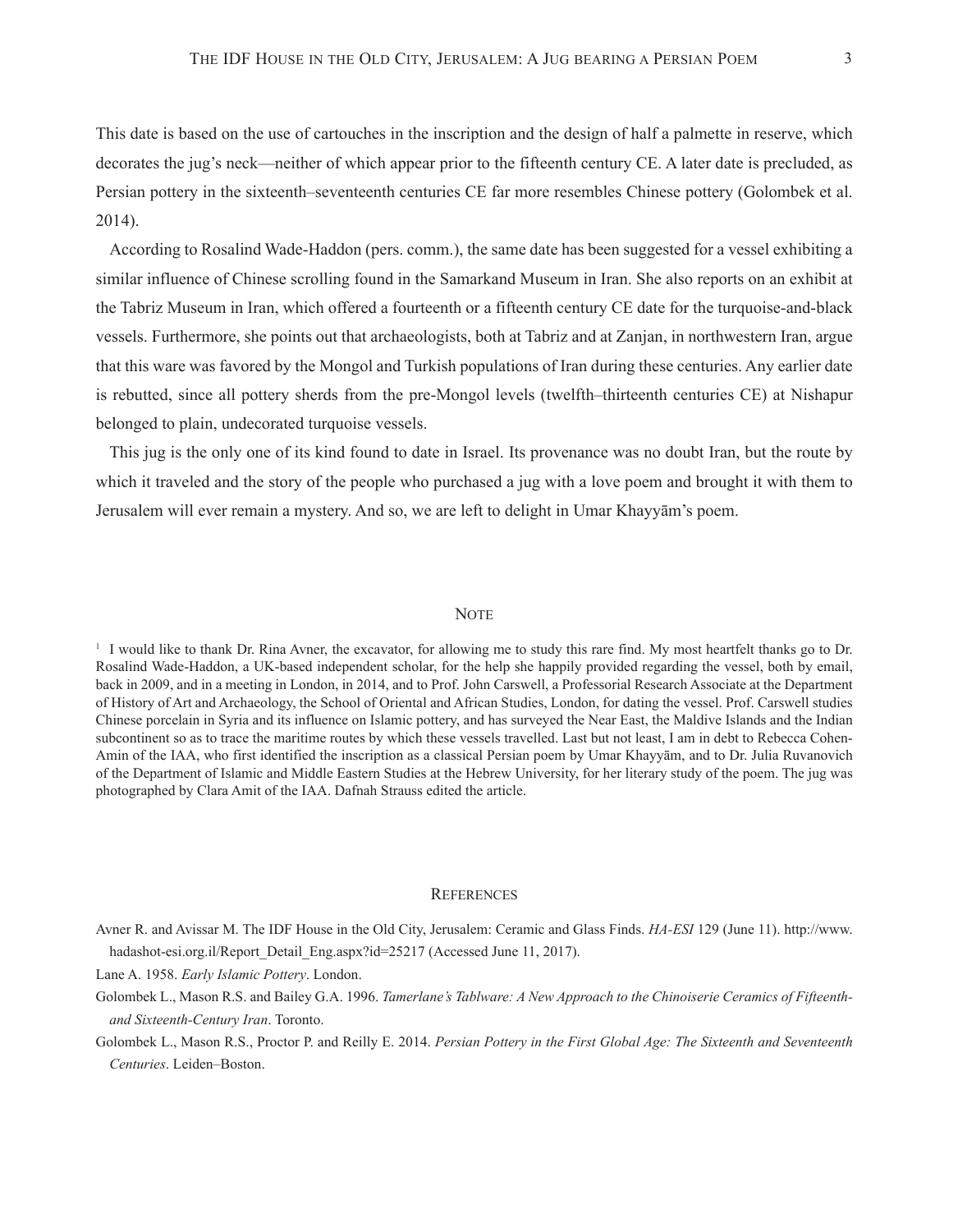This date is based on the use of cartouches in the inscription and the design of half a palmette in reserve, which decorates the jug's neck—neither of which appear prior to the fifteenth century CE. A later date is precluded, as Persian pottery in the sixteenth–seventeenth centuries CE far more resembles Chinese pottery (Golombek et al. 2014).

According to Rosalind Wade-Haddon (pers. comm.), the same date has been suggested for a vessel exhibiting a similar influence of Chinese scrolling found in the Samarkand Museum in Iran. She also reports on an exhibit at the Tabriz Museum in Iran, which offered a fourteenth or a fifteenth century CE date for the turquoise-and-black vessels. Furthermore, she points out that archaeologists, both at Tabriz and at Zanjan, in northwestern Iran, argue that this ware was favored by the Mongol and Turkish populations of Iran during these centuries. Any earlier date is rebutted, since all pottery sherds from the pre-Mongol levels (twelfth–thirteenth centuries CE) at Nishapur belonged to plain, undecorated turquoise vessels.

This jug is the only one of its kind found to date in Israel. Its provenance was no doubt Iran, but the route by which it traveled and the story of the people who purchased a jug with a love poem and brought it with them to Jerusalem will ever remain a mystery. And so, we are left to delight in Umar Khayyām's poem.

## Note

[1] I would like to thank Dr. Rina Avner, the excavator, for allowing me to study this rare find. My most heartfelt thanks go to Dr. Rosalind Wade-Haddon, a UK-based independent scholar, for the help she happily provided regarding the vessel, both by email, back in 2009, and in a meeting in London, in 2014, and to Prof. John Carswell, a Professorial Research Associate at the Department of History of Art and Archaeology, the School of Oriental and African Studies, London, for dating the vessel. Prof. Carswell studies Chinese porcelain in Syria and its influence on Islamic pottery, and has surveyed the Near East, the Maldive Islands and the Indian subcontinent so as to trace the maritime routes by which these vessels travelled. Last but not least, I am in debt to Rebecca Cohen-Amin of the IAA, who first identified the inscription as a classical Persian poem by Umar Khayyām, and to Dr. Julia Ruvanovich of the Department of Islamic and Middle Eastern Studies at the Hebrew University, for her literary study of the poem. The jug was photographed by Clara Amit of the IAA. Dafnah Strauss edited the article.

## References

Avner R. and Avissar M. The IDF House in the Old City, Jerusalem: Ceramic and Glass Finds. *HA-ESI* 129 (June 11). http://www.hadashot-esi.org.il/Report_Detail_Eng.aspx?id=25217 (Accessed June 11, 2017).

Lane A. 1958. *Early Islamic Pottery*. London.

Golombek L., Mason R.S. and Bailey G.A. 1996. *Tamerlane's Tablware: A New Approach to the Chinoiserie Ceramics of Fifteenth- and Sixteenth-Century Iran*. Toronto.

Golombek L., Mason R.S., Proctor P. and Reilly E. 2014. *Persian Pottery in the First Global Age: The Sixteenth and Seventeenth Centuries*. Leiden–Boston.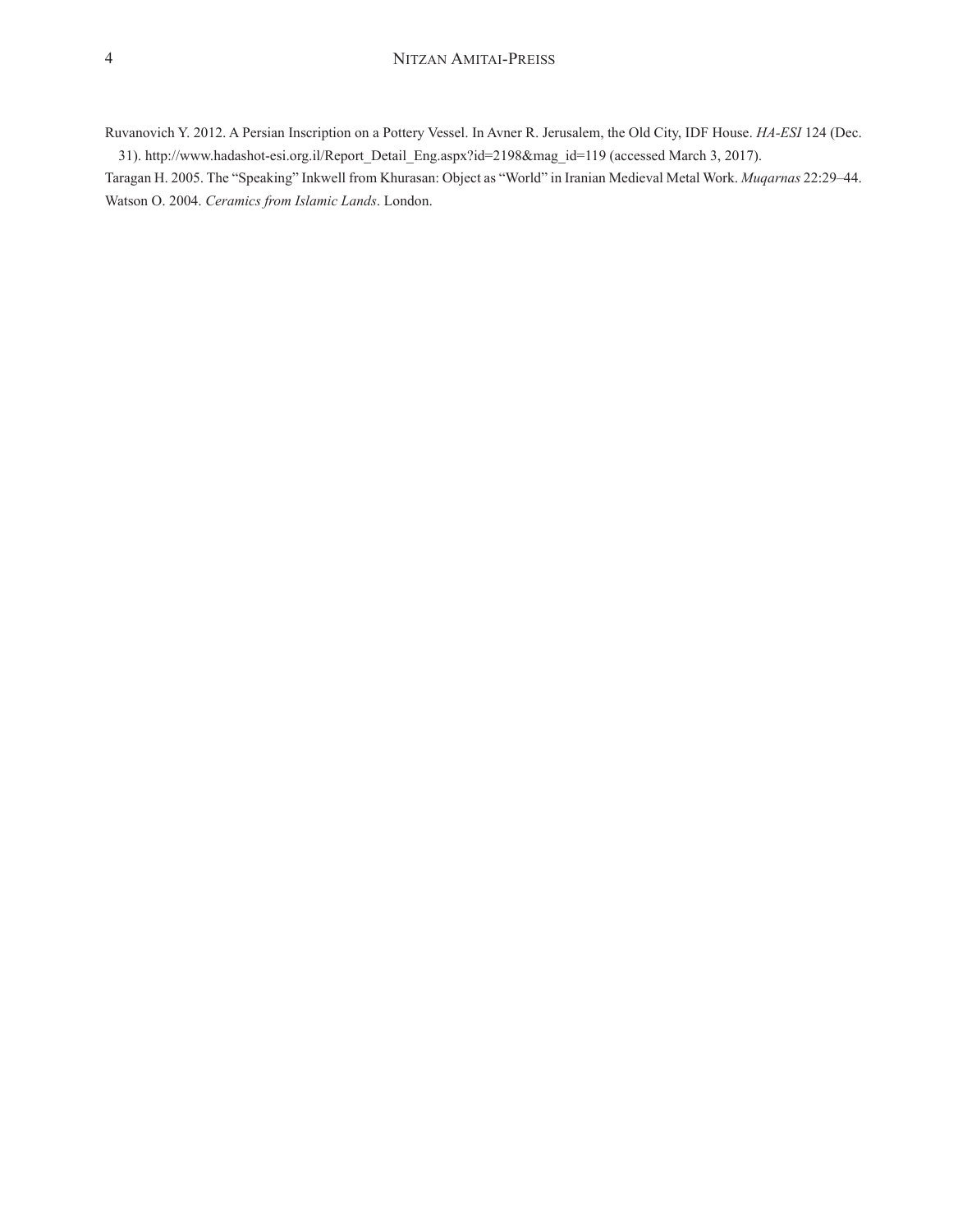Ruvanovich Y. 2012. A Persian Inscription on a Pottery Vessel. In Avner R. Jerusalem, the Old City, IDF House. *HA-ESI* 124 (Dec. 31). http://www.hadashot-esi.org.il/Report_Detail_Eng.aspx?id=2198&mag_id=119 (accessed March 3, 2017).

Taragan H. 2005. The "Speaking" Inkwell from Khurasan: Object as "World" in Iranian Medieval Metal Work. *Muqarnas* 22:29–44.

Watson O. 2004. *Ceramics from Islamic Lands*. London.